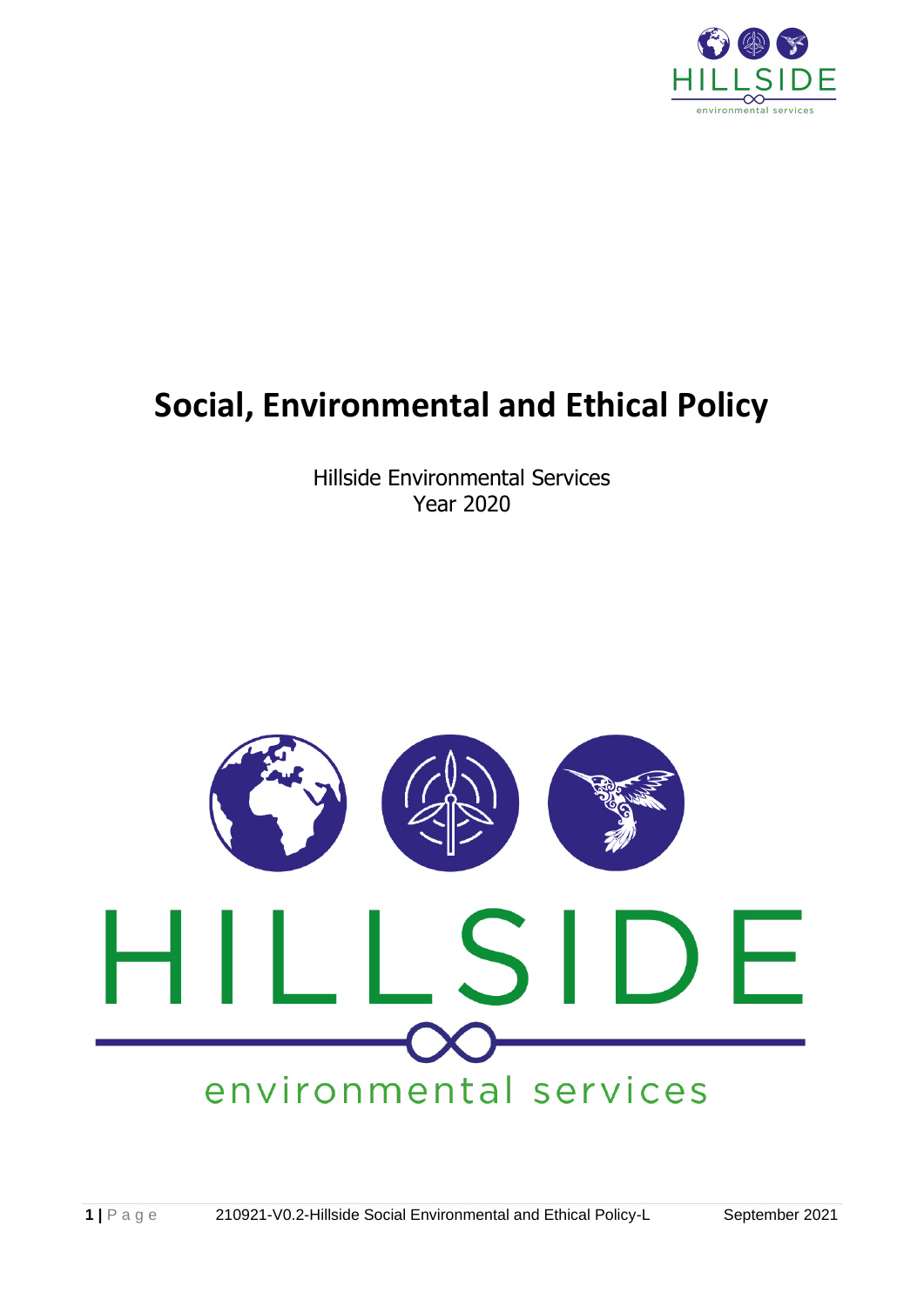# Social, Environmental and Ethical Policy

Hillside Environmental Services
Year 2020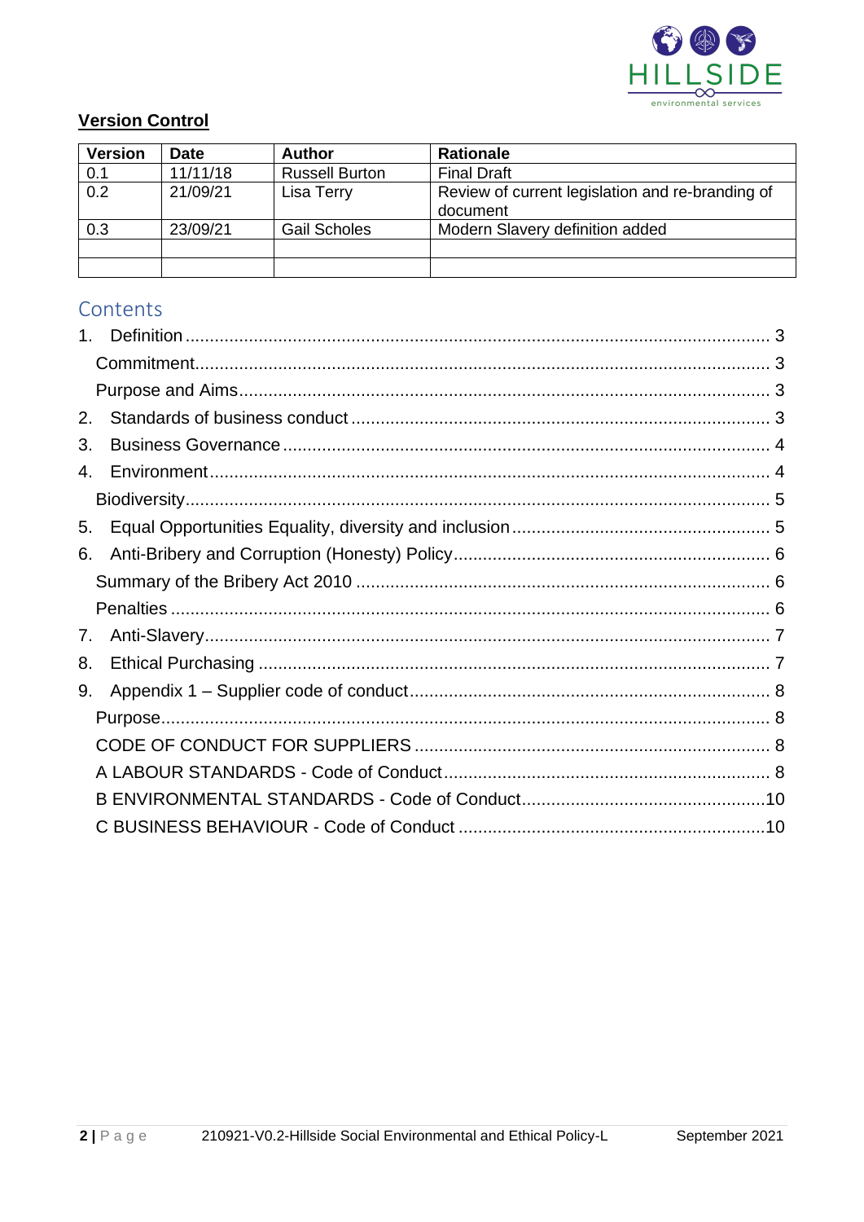## Version Control

| Version | Date | Author | Rationale |
|---|---|---|---|
| 0.1 | 11/11/18 | Russell Burton | Final Draft |
| 0.2 | 21/09/21 | Lisa Terry | Review of current legislation and re-branding of document |
| 0.3 | 23/09/21 | Gail Scholes | Modern Slavery definition added |
| | | | |
| | | | |

## Contents

1. Definition ........................................ 3
   - Commitment ........................................ 3
   - Purpose and Aims ........................................ 3
2. Standards of business conduct ........................................ 3
3. Business Governance ........................................ 4
4. Environment ........................................ 4
   - Biodiversity ........................................ 5
5. Equal Opportunities Equality, diversity and inclusion ........................................ 5
6. Anti-Bribery and Corruption (Honesty) Policy ........................................ 6
   - Summary of the Bribery Act 2010 ........................................ 6
   - Penalties ........................................ 6
7. Anti-Slavery ........................................ 7
8. Ethical Purchasing ........................................ 7
9. Appendix 1 – Supplier code of conduct ........................................ 8
   - Purpose ........................................ 8
   - CODE OF CONDUCT FOR SUPPLIERS ........................................ 8
   - A LABOUR STANDARDS - Code of Conduct ........................................ 8
   - B ENVIRONMENTAL STANDARDS - Code of Conduct ........................................ 10
   - C BUSINESS BEHAVIOUR - Code of Conduct ........................................ 10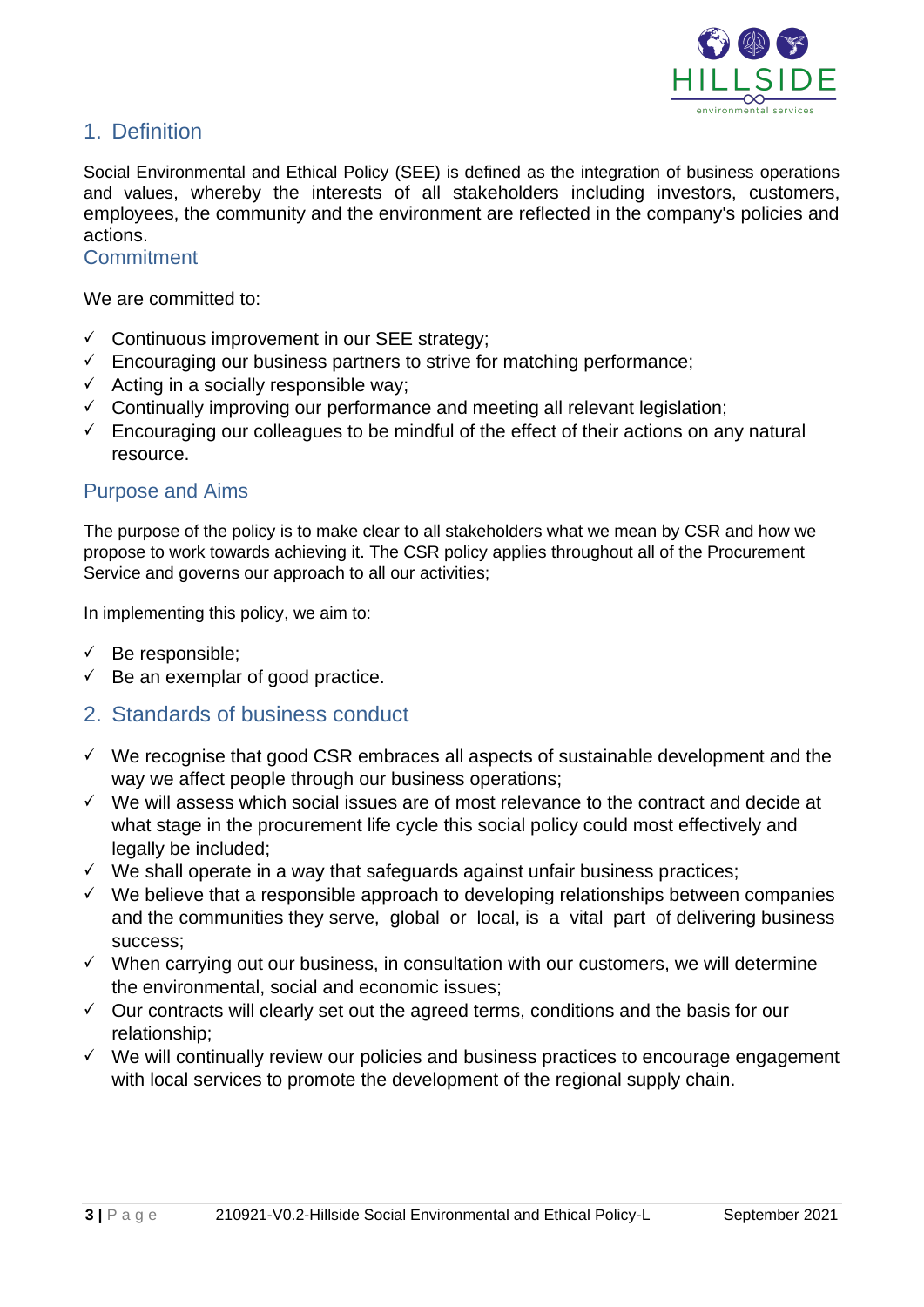## 1. Definition

Social Environmental and Ethical Policy (SEE) is defined as the integration of business operations and values, whereby the interests of all stakeholders including investors, customers, employees, the community and the environment are reflected in the company's policies and actions.

### Commitment

We are committed to:

- ✓ Continuous improvement in our SEE strategy;
- ✓ Encouraging our business partners to strive for matching performance;
- ✓ Acting in a socially responsible way;
- ✓ Continually improving our performance and meeting all relevant legislation;
- ✓ Encouraging our colleagues to be mindful of the effect of their actions on any natural resource.

### Purpose and Aims

The purpose of the policy is to make clear to all stakeholders what we mean by CSR and how we propose to work towards achieving it. The CSR policy applies throughout all of the Procurement Service and governs our approach to all our activities;

In implementing this policy, we aim to:

- ✓ Be responsible;
- ✓ Be an exemplar of good practice.

## 2. Standards of business conduct

- ✓ We recognise that good CSR embraces all aspects of sustainable development and the way we affect people through our business operations;
- ✓ We will assess which social issues are of most relevance to the contract and decide at what stage in the procurement life cycle this social policy could most effectively and legally be included;
- ✓ We shall operate in a way that safeguards against unfair business practices;
- ✓ We believe that a responsible approach to developing relationships between companies and the communities they serve, global or local, is a vital part of delivering business success;
- ✓ When carrying out our business, in consultation with our customers, we will determine the environmental, social and economic issues;
- ✓ Our contracts will clearly set out the agreed terms, conditions and the basis for our relationship;
- ✓ We will continually review our policies and business practices to encourage engagement with local services to promote the development of the regional supply chain.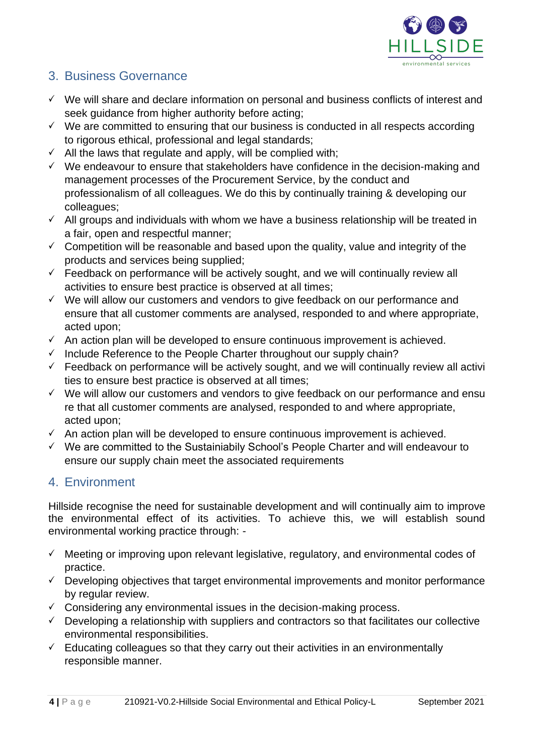## 3. Business Governance

- ✓ We will share and declare information on personal and business conflicts of interest and seek guidance from higher authority before acting;
- ✓ We are committed to ensuring that our business is conducted in all respects according to rigorous ethical, professional and legal standards;
- ✓ All the laws that regulate and apply, will be complied with;
- ✓ We endeavour to ensure that stakeholders have confidence in the decision-making and management processes of the Procurement Service, by the conduct and professionalism of all colleagues. We do this by continually training & developing our colleagues;
- ✓ All groups and individuals with whom we have a business relationship will be treated in a fair, open and respectful manner;
- ✓ Competition will be reasonable and based upon the quality, value and integrity of the products and services being supplied;
- ✓ Feedback on performance will be actively sought, and we will continually review all activities to ensure best practice is observed at all times;
- ✓ We will allow our customers and vendors to give feedback on our performance and ensure that all customer comments are analysed, responded to and where appropriate, acted upon;
- ✓ An action plan will be developed to ensure continuous improvement is achieved.
- ✓ Include Reference to the People Charter throughout our supply chain?
- ✓ Feedback on performance will be actively sought, and we will continually review all activi ties to ensure best practice is observed at all times;
- ✓ We will allow our customers and vendors to give feedback on our performance and ensu re that all customer comments are analysed, responded to and where appropriate, acted upon;
- ✓ An action plan will be developed to ensure continuous improvement is achieved.
- ✓ We are committed to the Sustainiabily School's People Charter and will endeavour to ensure our supply chain meet the associated requirements

## 4. Environment

Hillside recognise the need for sustainable development and will continually aim to improve the environmental effect of its activities. To achieve this, we will establish sound environmental working practice through: -

- ✓ Meeting or improving upon relevant legislative, regulatory, and environmental codes of practice.
- ✓ Developing objectives that target environmental improvements and monitor performance by regular review.
- ✓ Considering any environmental issues in the decision-making process.
- ✓ Developing a relationship with suppliers and contractors so that facilitates our collective environmental responsibilities.
- ✓ Educating colleagues so that they carry out their activities in an environmentally responsible manner.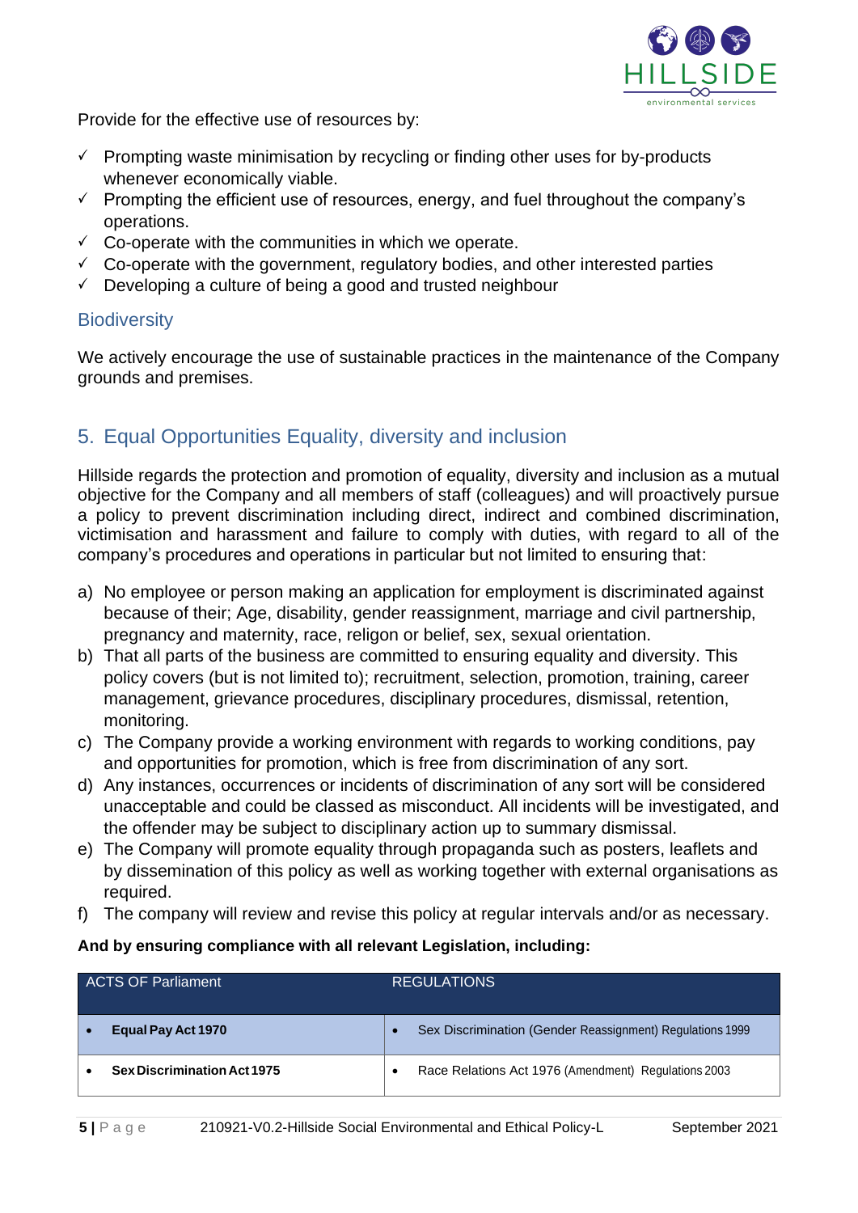Provide for the effective use of resources by:

- ✓ Prompting waste minimisation by recycling or finding other uses for by-products whenever economically viable.
- ✓ Prompting the efficient use of resources, energy, and fuel throughout the company's operations.
- ✓ Co-operate with the communities in which we operate.
- ✓ Co-operate with the government, regulatory bodies, and other interested parties
- ✓ Developing a culture of being a good and trusted neighbour

### Biodiversity

We actively encourage the use of sustainable practices in the maintenance of the Company grounds and premises.

## 5. Equal Opportunities Equality, diversity and inclusion

Hillside regards the protection and promotion of equality, diversity and inclusion as a mutual objective for the Company and all members of staff (colleagues) and will proactively pursue a policy to prevent discrimination including direct, indirect and combined discrimination, victimisation and harassment and failure to comply with duties, with regard to all of the company's procedures and operations in particular but not limited to ensuring that:

a) No employee or person making an application for employment is discriminated against because of their; Age, disability, gender reassignment, marriage and civil partnership, pregnancy and maternity, race, religon or belief, sex, sexual orientation.
b) That all parts of the business are committed to ensuring equality and diversity. This policy covers (but is not limited to); recruitment, selection, promotion, training, career management, grievance procedures, disciplinary procedures, dismissal, retention, monitoring.
c) The Company provide a working environment with regards to working conditions, pay and opportunities for promotion, which is free from discrimination of any sort.
d) Any instances, occurrences or incidents of discrimination of any sort will be considered unacceptable and could be classed as misconduct. All incidents will be investigated, and the offender may be subject to disciplinary action up to summary dismissal.
e) The Company will promote equality through propaganda such as posters, leaflets and by dissemination of this policy as well as working together with external organisations as required.
f) The company will review and revise this policy at regular intervals and/or as necessary.

**And by ensuring compliance with all relevant Legislation, including:**

| ACTS OF Parliament | REGULATIONS |
|---|---|
| • **Equal Pay Act 1970** | • Sex Discrimination (Gender Reassignment) Regulations 1999 |
| • **Sex Discrimination Act 1975** | • Race Relations Act 1976 (Amendment) Regulations 2003 |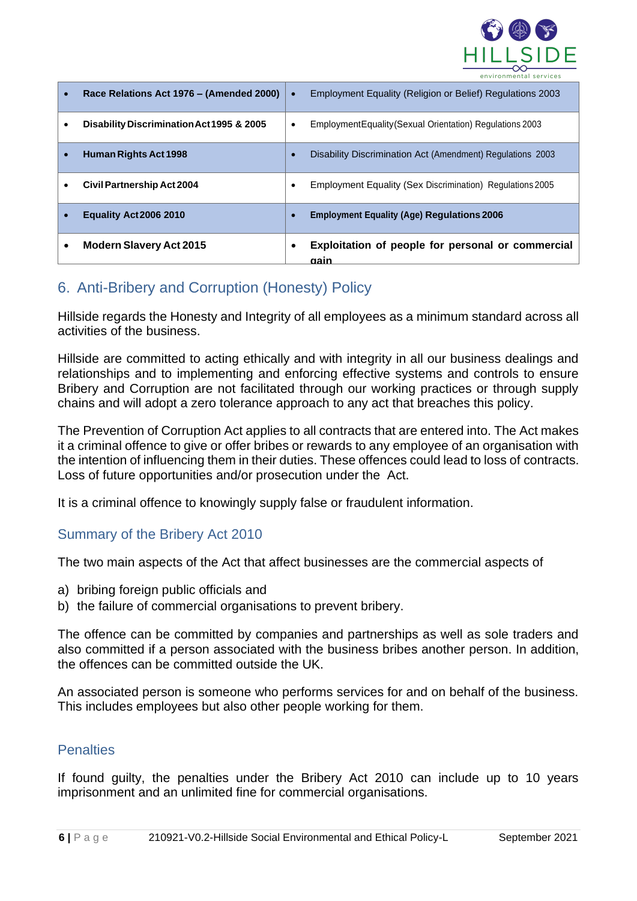| • Race Relations Act 1976 – (Amended 2000) | • Employment Equality (Religion or Belief) Regulations 2003 |
|---|---|
| • **Disability Discrimination Act 1995 & 2005** | • Employment Equality (Sexual Orientation) Regulations 2003 |
| • **Human Rights Act 1998** | • Disability Discrimination Act (Amendment) Regulations 2003 |
| • **Civil Partnership Act 2004** | • Employment Equality (Sex Discrimination) Regulations 2005 |
| • **Equality Act 2006 2010** | • **Employment Equality (Age) Regulations 2006** |
| • **Modern Slavery Act 2015** | • **Exploitation of people for personal or commercial gain** |

## 6. Anti-Bribery and Corruption (Honesty) Policy

Hillside regards the Honesty and Integrity of all employees as a minimum standard across all activities of the business.

Hillside are committed to acting ethically and with integrity in all our business dealings and relationships and to implementing and enforcing effective systems and controls to ensure Bribery and Corruption are not facilitated through our working practices or through supply chains and will adopt a zero tolerance approach to any act that breaches this policy.

The Prevention of Corruption Act applies to all contracts that are entered into. The Act makes it a criminal offence to give or offer bribes or rewards to any employee of an organisation with the intention of influencing them in their duties. These offences could lead to loss of contracts. Loss of future opportunities and/or prosecution under the Act.

It is a criminal offence to knowingly supply false or fraudulent information.

### Summary of the Bribery Act 2010

The two main aspects of the Act that affect businesses are the commercial aspects of

a) bribing foreign public officials and
b) the failure of commercial organisations to prevent bribery.

The offence can be committed by companies and partnerships as well as sole traders and also committed if a person associated with the business bribes another person. In addition, the offences can be committed outside the UK.

An associated person is someone who performs services for and on behalf of the business. This includes employees but also other people working for them.

### Penalties

If found guilty, the penalties under the Bribery Act 2010 can include up to 10 years imprisonment and an unlimited fine for commercial organisations.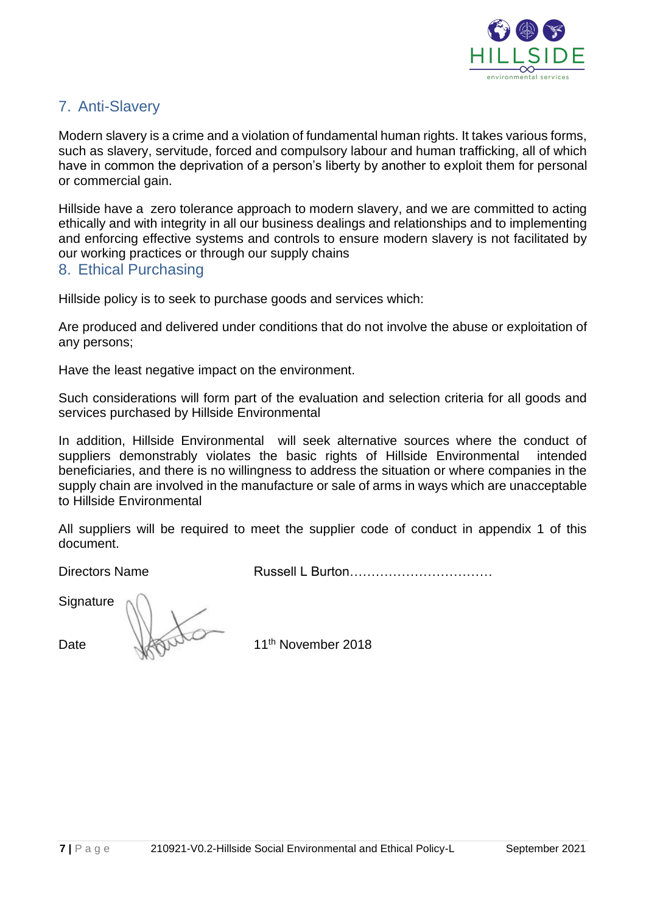## 7. Anti-Slavery

Modern slavery is a crime and a violation of fundamental human rights. It takes various forms, such as slavery, servitude, forced and compulsory labour and human trafficking, all of which have in common the deprivation of a person's liberty by another to exploit them for personal or commercial gain.

Hillside have a zero tolerance approach to modern slavery, and we are committed to acting ethically and with integrity in all our business dealings and relationships and to implementing and enforcing effective systems and controls to ensure modern slavery is not facilitated by our working practices or through our supply chains

## 8. Ethical Purchasing

Hillside policy is to seek to purchase goods and services which:

Are produced and delivered under conditions that do not involve the abuse or exploitation of any persons;

Have the least negative impact on the environment.

Such considerations will form part of the evaluation and selection criteria for all goods and services purchased by Hillside Environmental

In addition, Hillside Environmental will seek alternative sources where the conduct of suppliers demonstrably violates the basic rights of Hillside Environmental intended beneficiaries, and there is no willingness to address the situation or where companies in the supply chain are involved in the manufacture or sale of arms in ways which are unacceptable to Hillside Environmental

All suppliers will be required to meet the supplier code of conduct in appendix 1 of this document.

Directors Name Russell L Burton……………………………

Signature

Date 11th November 2018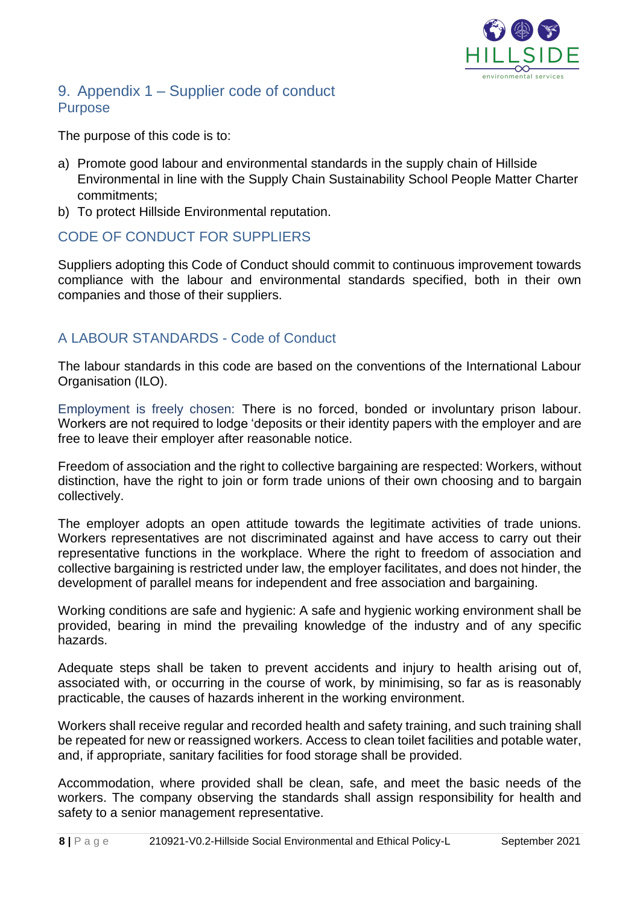## 9. Appendix 1 – Supplier code of conduct

### Purpose

The purpose of this code is to:

a) Promote good labour and environmental standards in the supply chain of Hillside Environmental in line with the Supply Chain Sustainability School People Matter Charter commitments;
b) To protect Hillside Environmental reputation.

### CODE OF CONDUCT FOR SUPPLIERS

Suppliers adopting this Code of Conduct should commit to continuous improvement towards compliance with the labour and environmental standards specified, both in their own companies and those of their suppliers.

### A LABOUR STANDARDS - Code of Conduct

The labour standards in this code are based on the conventions of the International Labour Organisation (ILO).

Employment is freely chosen: There is no forced, bonded or involuntary prison labour. Workers are not required to lodge 'deposits or their identity papers with the employer and are free to leave their employer after reasonable notice.

Freedom of association and the right to collective bargaining are respected: Workers, without distinction, have the right to join or form trade unions of their own choosing and to bargain collectively.

The employer adopts an open attitude towards the legitimate activities of trade unions. Workers representatives are not discriminated against and have access to carry out their representative functions in the workplace. Where the right to freedom of association and collective bargaining is restricted under law, the employer facilitates, and does not hinder, the development of parallel means for independent and free association and bargaining.

Working conditions are safe and hygienic: A safe and hygienic working environment shall be provided, bearing in mind the prevailing knowledge of the industry and of any specific hazards.

Adequate steps shall be taken to prevent accidents and injury to health arising out of, associated with, or occurring in the course of work, by minimising, so far as is reasonably practicable, the causes of hazards inherent in the working environment.

Workers shall receive regular and recorded health and safety training, and such training shall be repeated for new or reassigned workers. Access to clean toilet facilities and potable water, and, if appropriate, sanitary facilities for food storage shall be provided.

Accommodation, where provided shall be clean, safe, and meet the basic needs of the workers. The company observing the standards shall assign responsibility for health and safety to a senior management representative.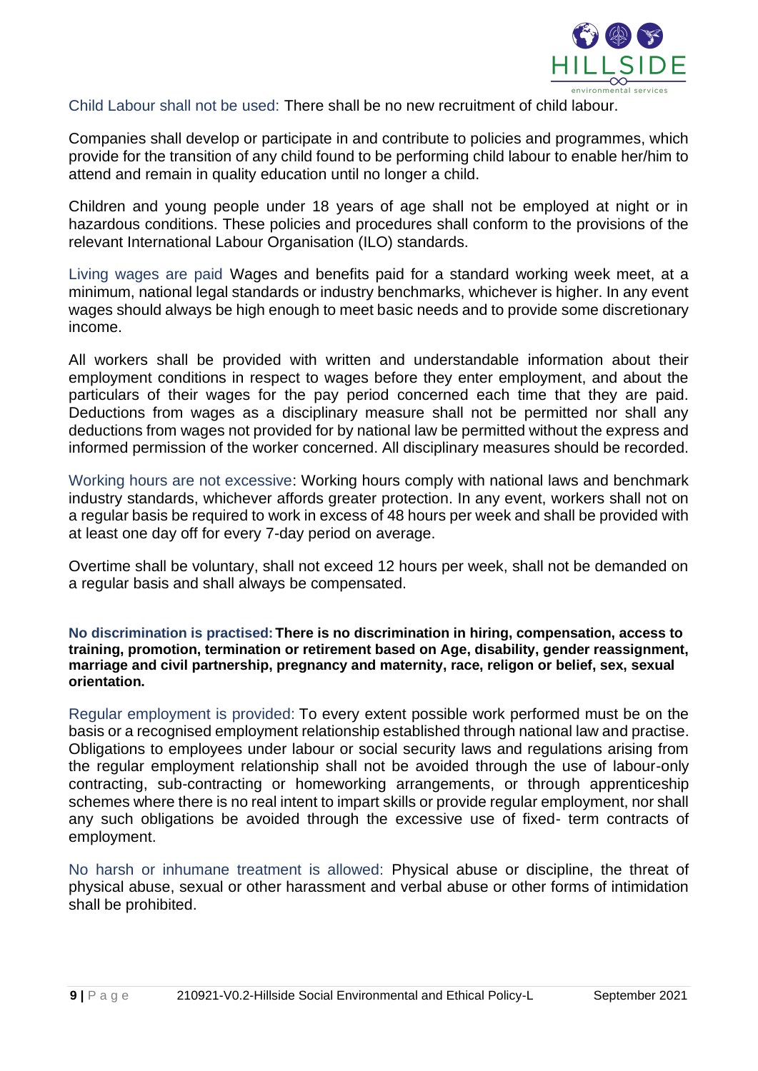Child Labour shall not be used: There shall be no new recruitment of child labour.

Companies shall develop or participate in and contribute to policies and programmes, which provide for the transition of any child found to be performing child labour to enable her/him to attend and remain in quality education until no longer a child.

Children and young people under 18 years of age shall not be employed at night or in hazardous conditions. These policies and procedures shall conform to the provisions of the relevant International Labour Organisation (ILO) standards.

Living wages are paid Wages and benefits paid for a standard working week meet, at a minimum, national legal standards or industry benchmarks, whichever is higher. In any event wages should always be high enough to meet basic needs and to provide some discretionary income.

All workers shall be provided with written and understandable information about their employment conditions in respect to wages before they enter employment, and about the particulars of their wages for the pay period concerned each time that they are paid. Deductions from wages as a disciplinary measure shall not be permitted nor shall any deductions from wages not provided for by national law be permitted without the express and informed permission of the worker concerned. All disciplinary measures should be recorded.

Working hours are not excessive: Working hours comply with national laws and benchmark industry standards, whichever affords greater protection. In any event, workers shall not on a regular basis be required to work in excess of 48 hours per week and shall be provided with at least one day off for every 7-day period on average.

Overtime shall be voluntary, shall not exceed 12 hours per week, shall not be demanded on a regular basis and shall always be compensated.

**No discrimination is practised: There is no discrimination in hiring, compensation, access to training, promotion, termination or retirement based on Age, disability, gender reassignment, marriage and civil partnership, pregnancy and maternity, race, religon or belief, sex, sexual orientation.**

Regular employment is provided: To every extent possible work performed must be on the basis or a recognised employment relationship established through national law and practise. Obligations to employees under labour or social security laws and regulations arising from the regular employment relationship shall not be avoided through the use of labour-only contracting, sub-contracting or homeworking arrangements, or through apprenticeship schemes where there is no real intent to impart skills or provide regular employment, nor shall any such obligations be avoided through the excessive use of fixed- term contracts of employment.

No harsh or inhumane treatment is allowed: Physical abuse or discipline, the threat of physical abuse, sexual or other harassment and verbal abuse or other forms of intimidation shall be prohibited.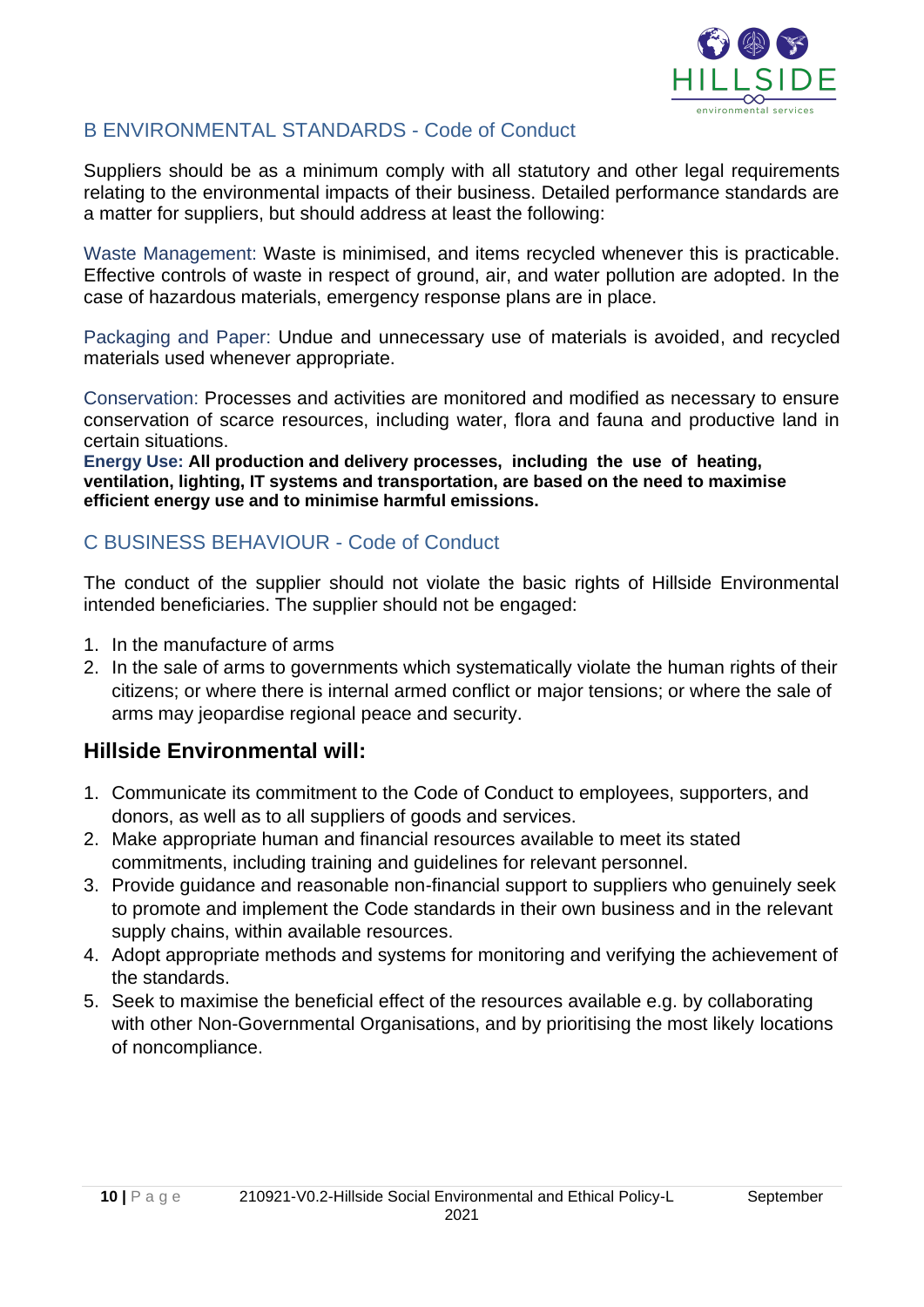## B ENVIRONMENTAL STANDARDS - Code of Conduct

Suppliers should be as a minimum comply with all statutory and other legal requirements relating to the environmental impacts of their business. Detailed performance standards are a matter for suppliers, but should address at least the following:

Waste Management: Waste is minimised, and items recycled whenever this is practicable. Effective controls of waste in respect of ground, air, and water pollution are adopted. In the case of hazardous materials, emergency response plans are in place.

Packaging and Paper: Undue and unnecessary use of materials is avoided, and recycled materials used whenever appropriate.

Conservation: Processes and activities are monitored and modified as necessary to ensure conservation of scarce resources, including water, flora and fauna and productive land in certain situations.

**Energy Use: All production and delivery processes, including the use of heating, ventilation, lighting, IT systems and transportation, are based on the need to maximise efficient energy use and to minimise harmful emissions.**

## C BUSINESS BEHAVIOUR - Code of Conduct

The conduct of the supplier should not violate the basic rights of Hillside Environmental intended beneficiaries. The supplier should not be engaged:

1. In the manufacture of arms
2. In the sale of arms to governments which systematically violate the human rights of their citizens; or where there is internal armed conflict or major tensions; or where the sale of arms may jeopardise regional peace and security.

## Hillside Environmental will:

1. Communicate its commitment to the Code of Conduct to employees, supporters, and donors, as well as to all suppliers of goods and services.
2. Make appropriate human and financial resources available to meet its stated commitments, including training and guidelines for relevant personnel.
3. Provide guidance and reasonable non-financial support to suppliers who genuinely seek to promote and implement the Code standards in their own business and in the relevant supply chains, within available resources.
4. Adopt appropriate methods and systems for monitoring and verifying the achievement of the standards.
5. Seek to maximise the beneficial effect of the resources available e.g. by collaborating with other Non-Governmental Organisations, and by prioritising the most likely locations of noncompliance.